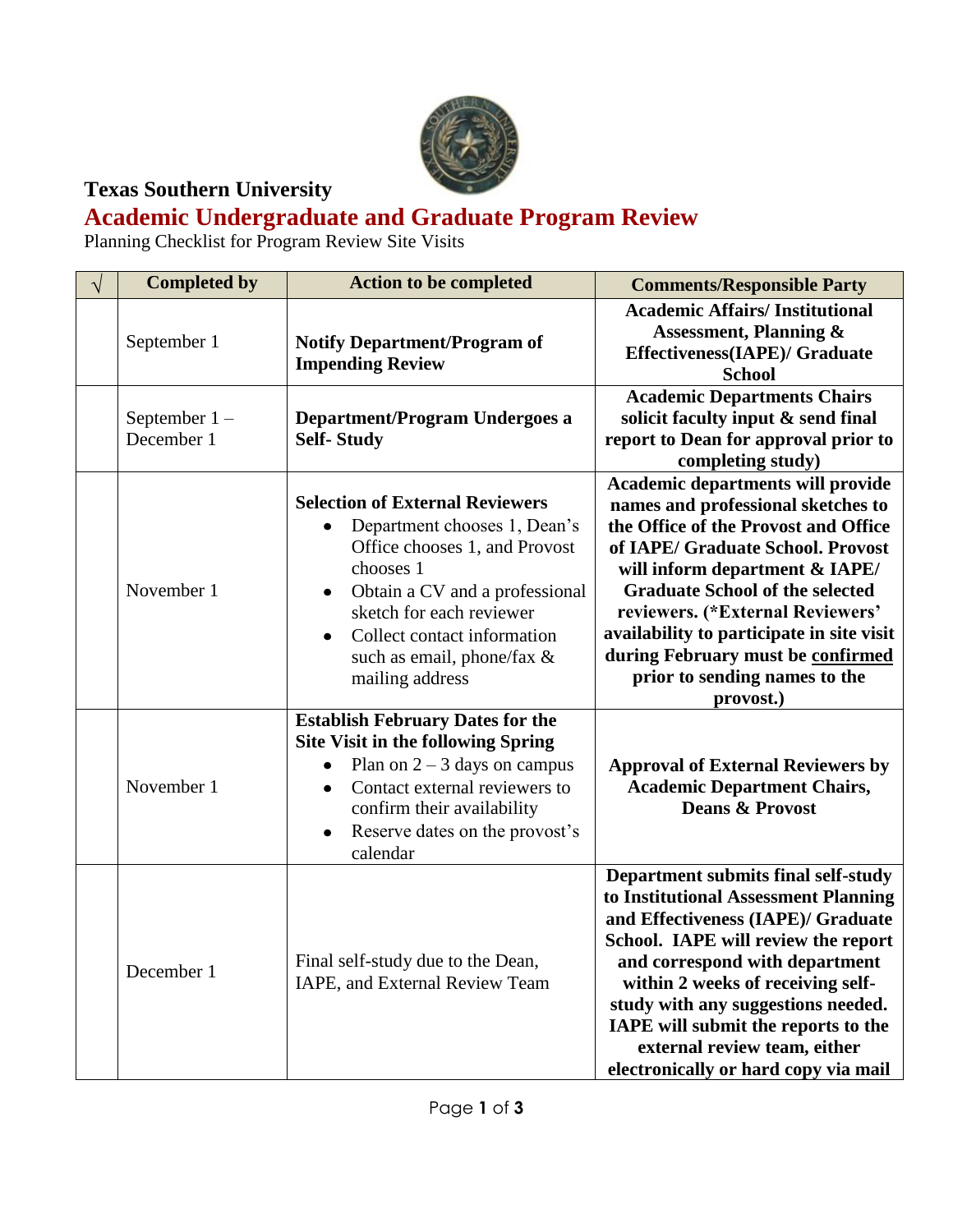**Texas Southern University**

# Academic Undergraduate and Graduate Program Review

Planning Checklist for Program Review Site Visits

| √ | Completed by | Action to be completed | Comments/Responsible Party |
|---|---|---|---|
| | September 1 | **Notify Department/Program of Impending Review** | **Academic Affairs/ Institutional Assessment, Planning & Effectiveness(IAPE)/ Graduate School** |
| | September 1 – December 1 | **Department/Program Undergoes a Self- Study** | **Academic Departments Chairs solicit faculty input & send final report to Dean for approval prior to completing study)** |
| | November 1 | **Selection of External Reviewers**<br>• Department chooses 1, Dean's Office chooses 1, and Provost chooses 1<br>• Obtain a CV and a professional sketch for each reviewer<br>• Collect contact information such as email, phone/fax & mailing address | **Academic departments will provide names and professional sketches to the Office of the Provost and Office of IAPE/ Graduate School. Provost will inform department & IAPE/ Graduate School of the selected reviewers. (*External Reviewers' availability to participate in site visit during February must be <u>confirmed</u> prior to sending names to the provost.)** |
| | November 1 | **Establish February Dates for the Site Visit in the following Spring**<br>• Plan on 2 – 3 days on campus<br>• Contact external reviewers to confirm their availability<br>• Reserve dates on the provost's calendar | **Approval of External Reviewers by Academic Department Chairs, Deans & Provost** |
| | December 1 | Final self-study due to the Dean, IAPE, and External Review Team | **Department submits final self-study to Institutional Assessment Planning and Effectiveness (IAPE)/ Graduate School. IAPE will review the report and correspond with department within 2 weeks of receiving self-study with any suggestions needed. IAPE will submit the reports to the external review team, either electronically or hard copy via mail** |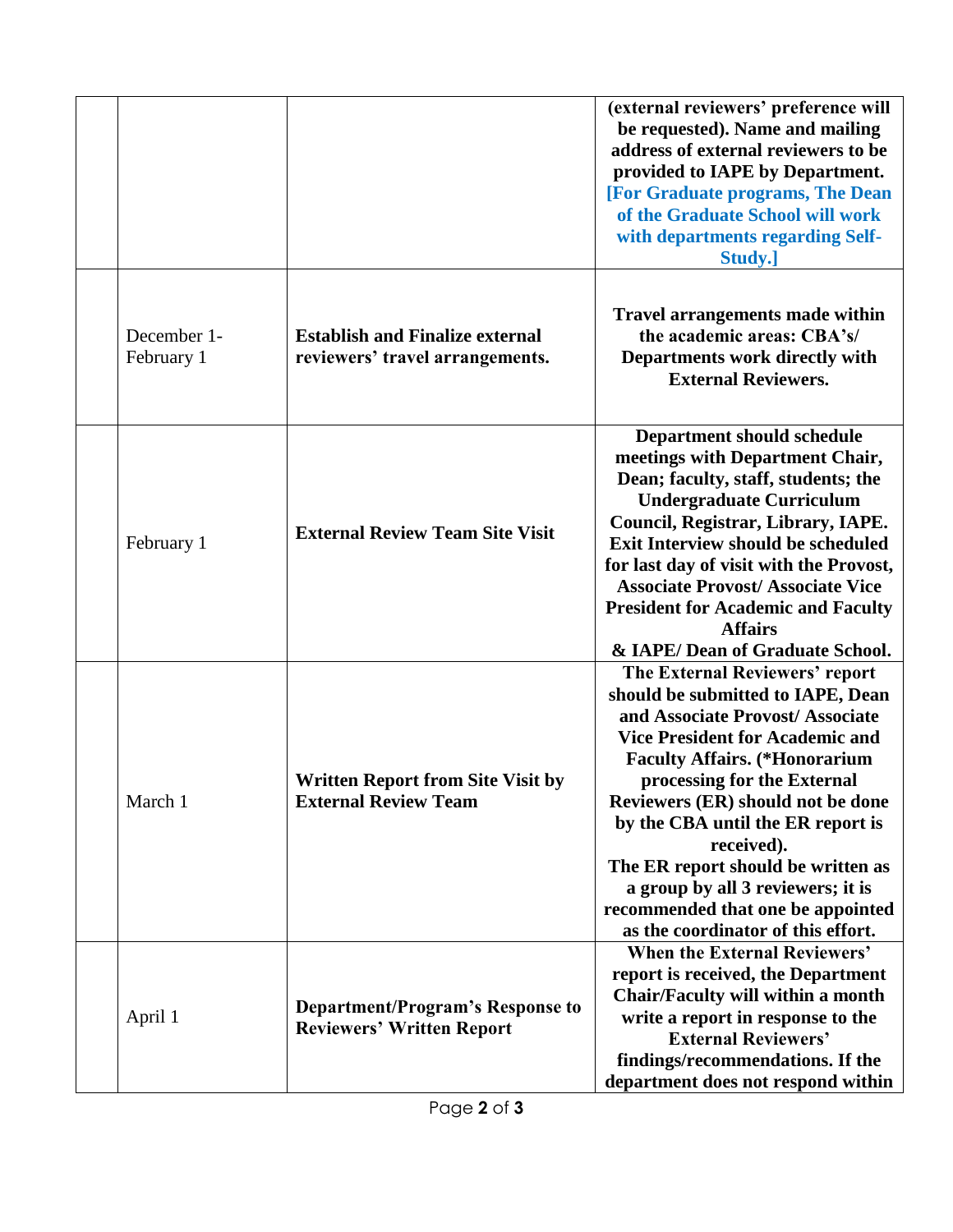| | | | |
|---|---|---|---|
| | | | **(external reviewers' preference will be requested). Name and mailing address of external reviewers to be provided to IAPE by Department. [For Graduate programs, The Dean of the Graduate School will work with departments regarding Self-Study.]** |
| | December 1-February 1 | **Establish and Finalize external reviewers' travel arrangements.** | **Travel arrangements made within the academic areas: CBA's/ Departments work directly with External Reviewers.** |
| | February 1 | **External Review Team Site Visit** | **Department should schedule meetings with Department Chair, Dean; faculty, staff, students; the Undergraduate Curriculum Council, Registrar, Library, IAPE. Exit Interview should be scheduled for last day of visit with the Provost, Associate Provost/ Associate Vice President for Academic and Faculty Affairs & IAPE/ Dean of Graduate School.** |
| | March 1 | **Written Report from Site Visit by External Review Team** | **The External Reviewers' report should be submitted to IAPE, Dean and Associate Provost/ Associate Vice President for Academic and Faculty Affairs. (*Honorarium processing for the External Reviewers (ER) should not be done by the CBA until the ER report is received). The ER report should be written as a group by all 3 reviewers; it is recommended that one be appointed as the coordinator of this effort.** |
| | April 1 | **Department/Program's Response to Reviewers' Written Report** | **When the External Reviewers' report is received, the Department Chair/Faculty will within a month write a report in response to the External Reviewers' findings/recommendations. If the department does not respond within** |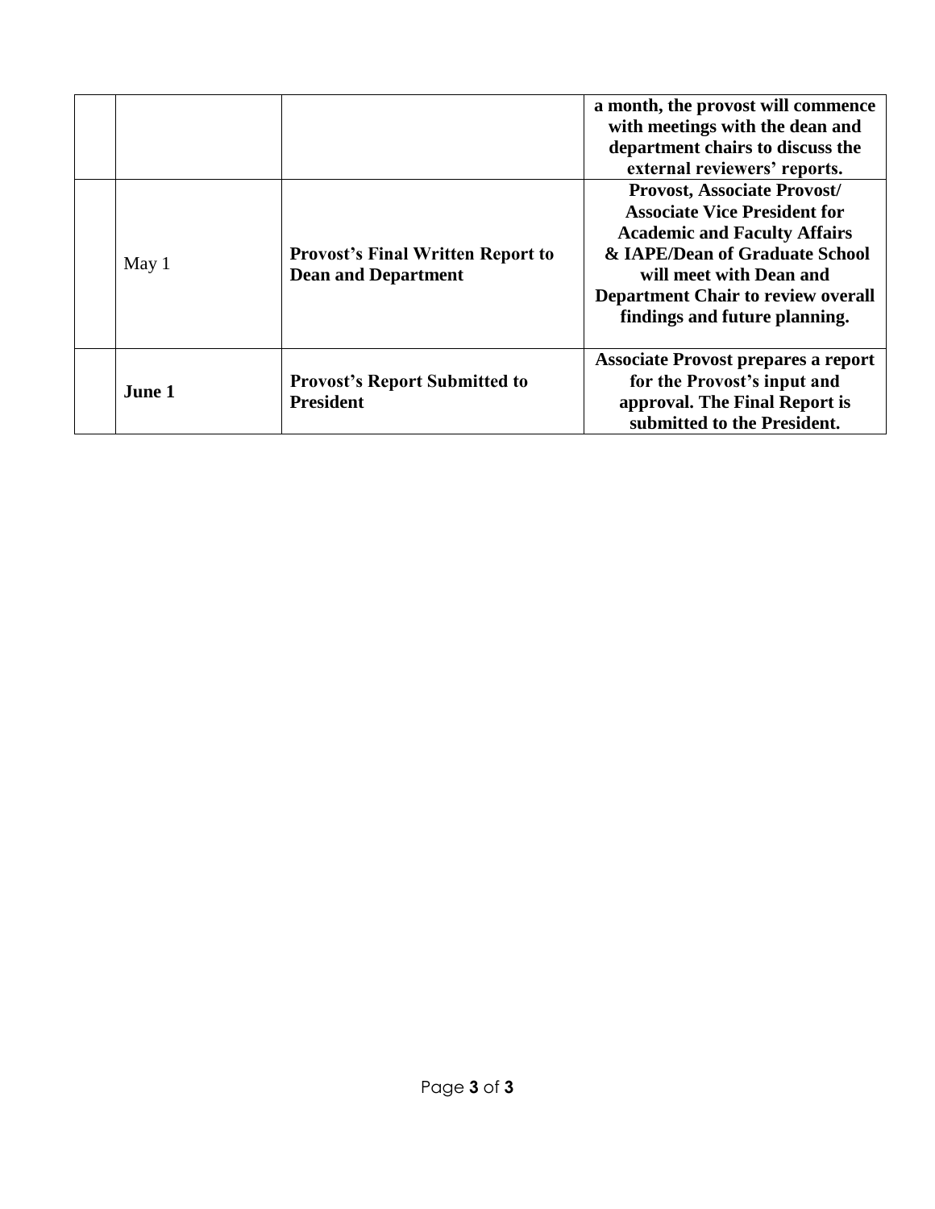| | | | |
|---|---|---|---|
| | | | **a month, the provost will commence with meetings with the dean and department chairs to discuss the external reviewers' reports.** |
| | May 1 | **Provost's Final Written Report to Dean and Department** | **Provost, Associate Provost/ Associate Vice President for Academic and Faculty Affairs & IAPE/Dean of Graduate School will meet with Dean and Department Chair to review overall findings and future planning.** |
| | **June 1** | **Provost's Report Submitted to President** | **Associate Provost prepares a report for the Provost's input and approval. The Final Report is submitted to the President.** |